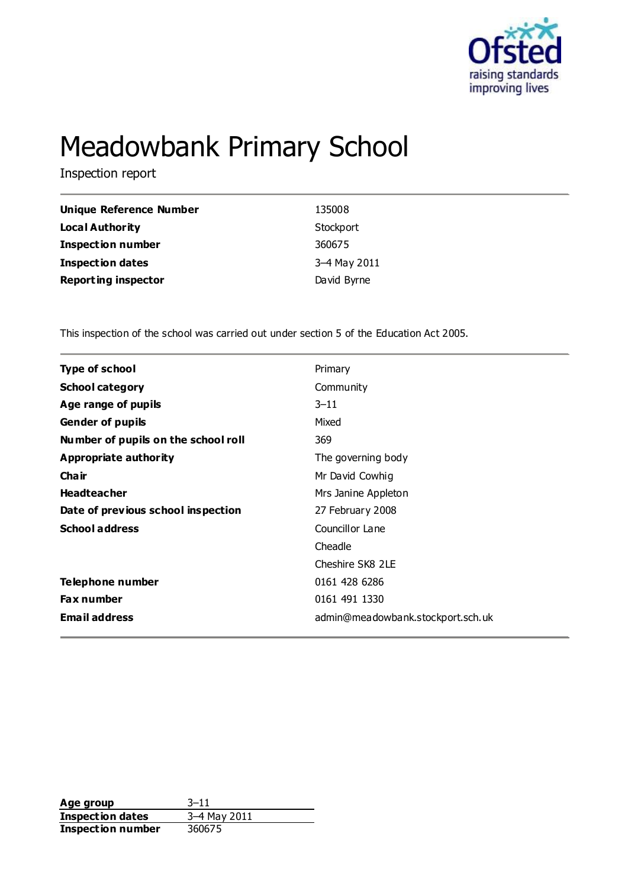# Meadowbank Primary School

Inspection report

| | |
|---|---|
| **Unique Reference Number** | 135008 |
| **Local Authority** | Stockport |
| **Inspection number** | 360675 |
| **Inspection dates** | 3–4 May 2011 |
| **Reporting inspector** | David Byrne |

This inspection of the school was carried out under section 5 of the Education Act 2005.

| | |
|---|---|
| **Type of school** | Primary |
| **School category** | Community |
| **Age range of pupils** | 3–11 |
| **Gender of pupils** | Mixed |
| **Number of pupils on the school roll** | 369 |
| **Appropriate authority** | The governing body |
| **Chair** | Mr David Cowhig |
| **Headteacher** | Mrs Janine Appleton |
| **Date of previous school inspection** | 27 February 2008 |
| **School address** | Councillor Lane<br>Cheadle<br>Cheshire SK8 2LE |
| **Telephone number** | 0161 428 6286 |
| **Fax number** | 0161 491 1330 |
| **Email address** | admin@meadowbank.stockport.sch.uk |

| | |
|---|---|
| **Age group** | 3–11 |
| **Inspection dates** | 3–4 May 2011 |
| **Inspection number** | 360675 |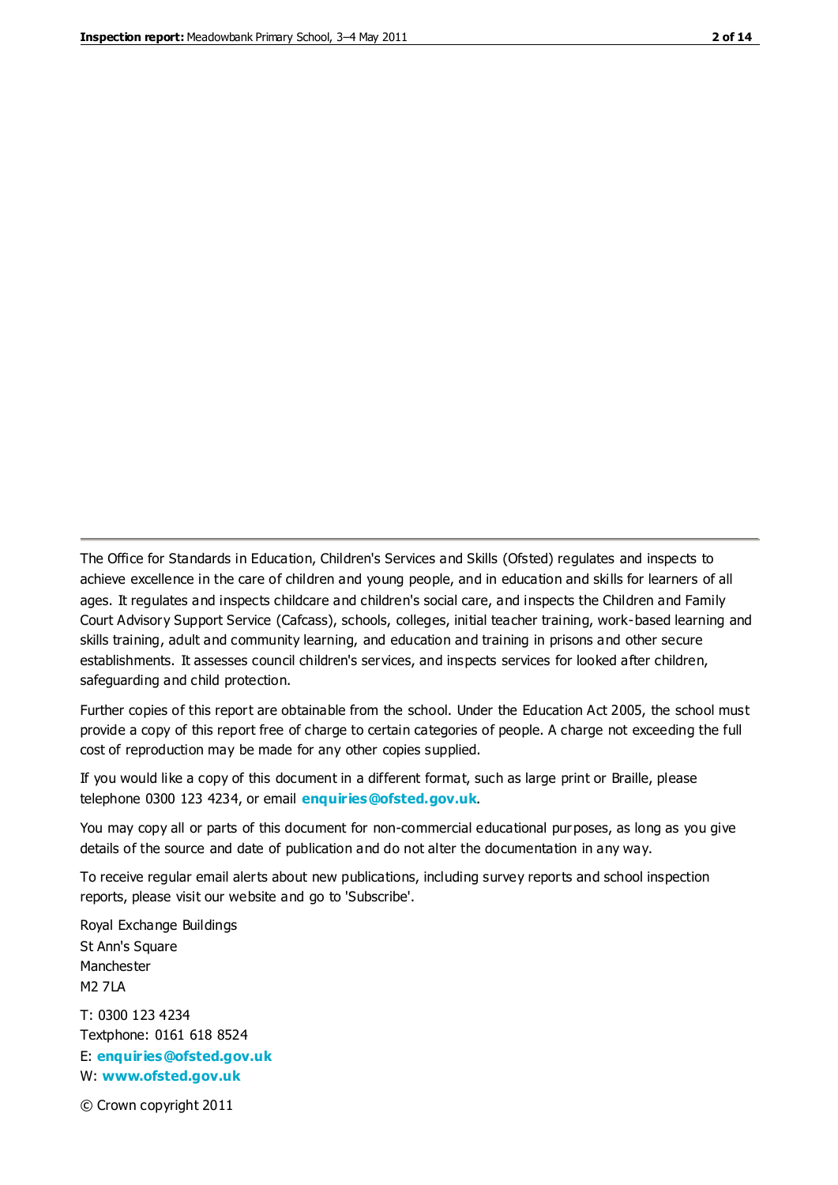The Office for Standards in Education, Children's Services and Skills (Ofsted) regulates and inspects to achieve excellence in the care of children and young people, and in education and skills for learners of all ages. It regulates and inspects childcare and children's social care, and inspects the Children and Family Court Advisory Support Service (Cafcass), schools, colleges, initial teacher training, work-based learning and skills training, adult and community learning, and education and training in prisons and other secure establishments. It assesses council children's services, and inspects services for looked after children, safeguarding and child protection.

Further copies of this report are obtainable from the school. Under the Education Act 2005, the school must provide a copy of this report free of charge to certain categories of people. A charge not exceeding the full cost of reproduction may be made for any other copies supplied.

If you would like a copy of this document in a different format, such as large print or Braille, please telephone 0300 123 4234, or email **enquiries@ofsted.gov.uk**.

You may copy all or parts of this document for non-commercial educational purposes, as long as you give details of the source and date of publication and do not alter the documentation in any way.

To receive regular email alerts about new publications, including survey reports and school inspection reports, please visit our website and go to 'Subscribe'.

Royal Exchange Buildings
St Ann's Square
Manchester
M2 7LA

T: 0300 123 4234
Textphone: 0161 618 8524
E: **enquiries@ofsted.gov.uk**
W: **www.ofsted.gov.uk**

© Crown copyright 2011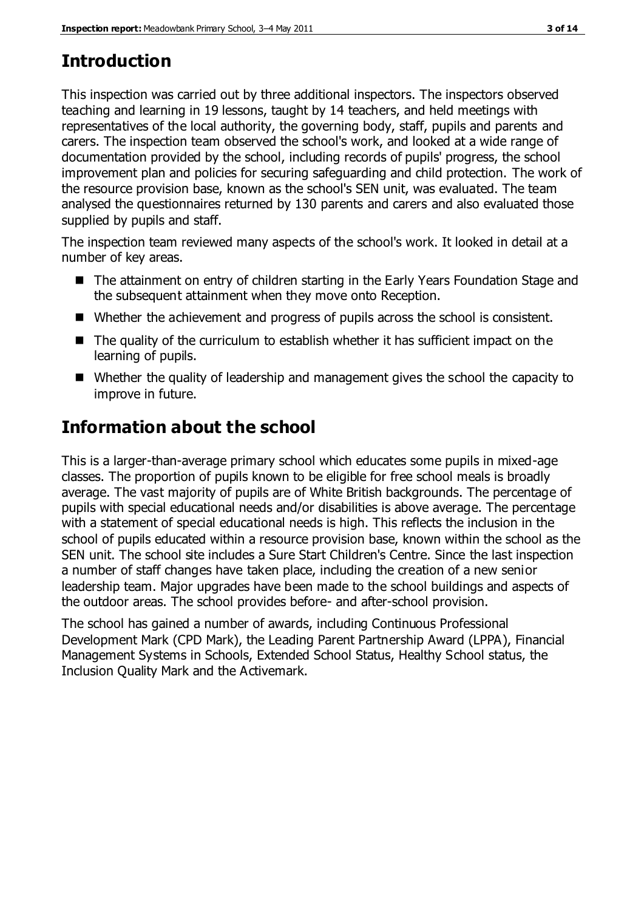# Introduction

This inspection was carried out by three additional inspectors. The inspectors observed teaching and learning in 19 lessons, taught by 14 teachers, and held meetings with representatives of the local authority, the governing body, staff, pupils and parents and carers. The inspection team observed the school's work, and looked at a wide range of documentation provided by the school, including records of pupils' progress, the school improvement plan and policies for securing safeguarding and child protection. The work of the resource provision base, known as the school's SEN unit, was evaluated. The team analysed the questionnaires returned by 130 parents and carers and also evaluated those supplied by pupils and staff.

The inspection team reviewed many aspects of the school's work. It looked in detail at a number of key areas.

- The attainment on entry of children starting in the Early Years Foundation Stage and the subsequent attainment when they move onto Reception.
- Whether the achievement and progress of pupils across the school is consistent.
- The quality of the curriculum to establish whether it has sufficient impact on the learning of pupils.
- Whether the quality of leadership and management gives the school the capacity to improve in future.

# Information about the school

This is a larger-than-average primary school which educates some pupils in mixed-age classes. The proportion of pupils known to be eligible for free school meals is broadly average. The vast majority of pupils are of White British backgrounds. The percentage of pupils with special educational needs and/or disabilities is above average. The percentage with a statement of special educational needs is high. This reflects the inclusion in the school of pupils educated within a resource provision base, known within the school as the SEN unit. The school site includes a Sure Start Children's Centre. Since the last inspection a number of staff changes have taken place, including the creation of a new senior leadership team. Major upgrades have been made to the school buildings and aspects of the outdoor areas. The school provides before- and after-school provision.

The school has gained a number of awards, including Continuous Professional Development Mark (CPD Mark), the Leading Parent Partnership Award (LPPA), Financial Management Systems in Schools, Extended School Status, Healthy School status, the Inclusion Quality Mark and the Activemark.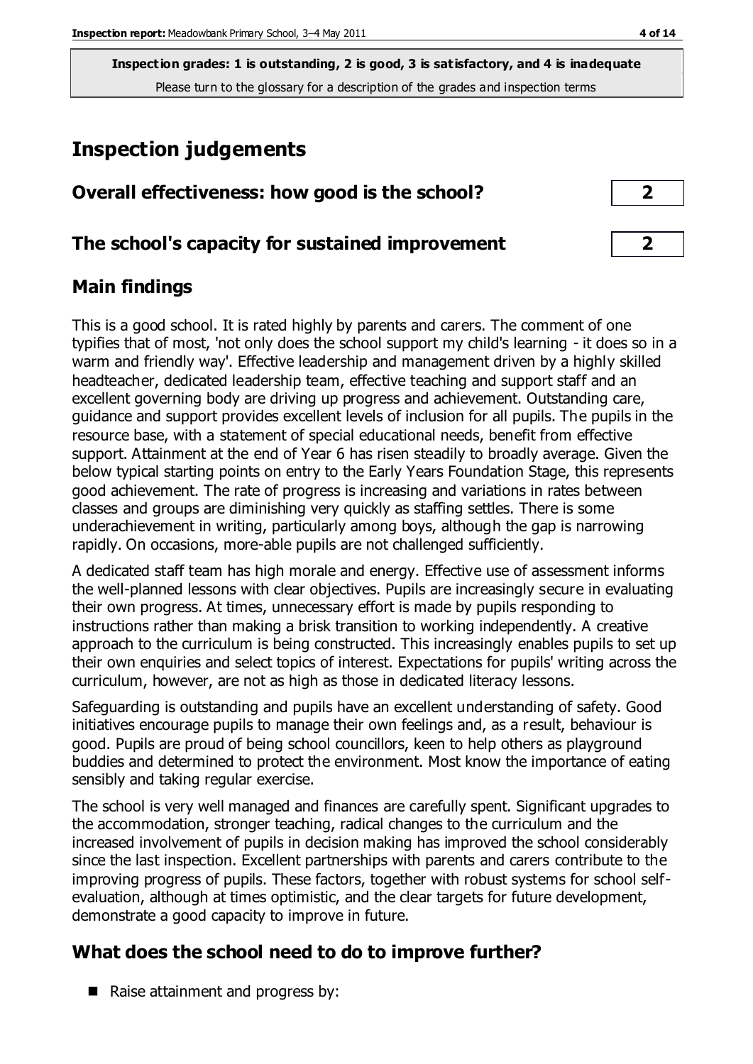**Inspection grades: 1 is outstanding, 2 is good, 3 is satisfactory, and 4 is inadequate**
Please turn to the glossary for a description of the grades and inspection terms

# Inspection judgements

| Overall effectiveness: how good is the school? | 2 |
|---|---|
| **The school's capacity for sustained improvement** | **2** |

## Main findings

This is a good school. It is rated highly by parents and carers. The comment of one typifies that of most, 'not only does the school support my child's learning - it does so in a warm and friendly way'. Effective leadership and management driven by a highly skilled headteacher, dedicated leadership team, effective teaching and support staff and an excellent governing body are driving up progress and achievement. Outstanding care, guidance and support provides excellent levels of inclusion for all pupils. The pupils in the resource base, with a statement of special educational needs, benefit from effective support. Attainment at the end of Year 6 has risen steadily to broadly average. Given the below typical starting points on entry to the Early Years Foundation Stage, this represents good achievement. The rate of progress is increasing and variations in rates between classes and groups are diminishing very quickly as staffing settles. There is some underachievement in writing, particularly among boys, although the gap is narrowing rapidly. On occasions, more-able pupils are not challenged sufficiently.

A dedicated staff team has high morale and energy. Effective use of assessment informs the well-planned lessons with clear objectives. Pupils are increasingly secure in evaluating their own progress. At times, unnecessary effort is made by pupils responding to instructions rather than making a brisk transition to working independently. A creative approach to the curriculum is being constructed. This increasingly enables pupils to set up their own enquiries and select topics of interest. Expectations for pupils' writing across the curriculum, however, are not as high as those in dedicated literacy lessons.

Safeguarding is outstanding and pupils have an excellent understanding of safety. Good initiatives encourage pupils to manage their own feelings and, as a result, behaviour is good. Pupils are proud of being school councillors, keen to help others as playground buddies and determined to protect the environment. Most know the importance of eating sensibly and taking regular exercise.

The school is very well managed and finances are carefully spent. Significant upgrades to the accommodation, stronger teaching, radical changes to the curriculum and the increased involvement of pupils in decision making has improved the school considerably since the last inspection. Excellent partnerships with parents and carers contribute to the improving progress of pupils. These factors, together with robust systems for school self-evaluation, although at times optimistic, and the clear targets for future development, demonstrate a good capacity to improve in future.

## What does the school need to do to improve further?

- Raise attainment and progress by: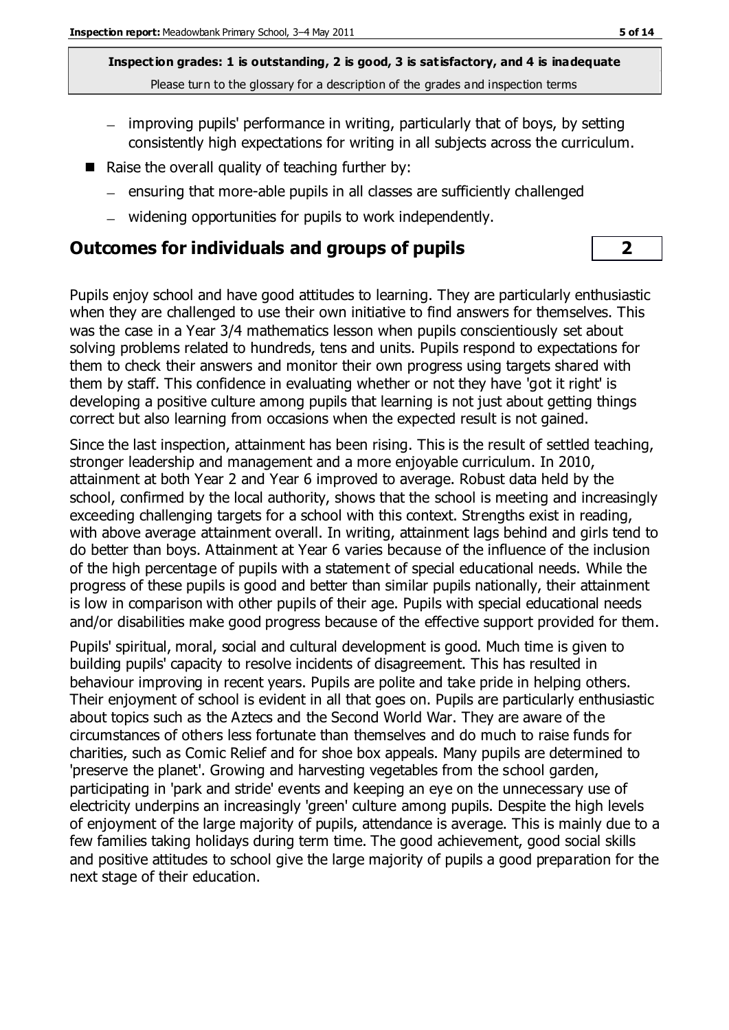**Inspection grades: 1 is outstanding, 2 is good, 3 is satisfactory, and 4 is inadequate**
Please turn to the glossary for a description of the grades and inspection terms

- improving pupils' performance in writing, particularly that of boys, by setting consistently high expectations for writing in all subjects across the curriculum.

- Raise the overall quality of teaching further by:
  - ensuring that more-able pupils in all classes are sufficiently challenged
  - widening opportunities for pupils to work independently.

## Outcomes for individuals and groups of pupils — 2

Pupils enjoy school and have good attitudes to learning. They are particularly enthusiastic when they are challenged to use their own initiative to find answers for themselves. This was the case in a Year 3/4 mathematics lesson when pupils conscientiously set about solving problems related to hundreds, tens and units. Pupils respond to expectations for them to check their answers and monitor their own progress using targets shared with them by staff. This confidence in evaluating whether or not they have 'got it right' is developing a positive culture among pupils that learning is not just about getting things correct but also learning from occasions when the expected result is not gained.

Since the last inspection, attainment has been rising. This is the result of settled teaching, stronger leadership and management and a more enjoyable curriculum. In 2010, attainment at both Year 2 and Year 6 improved to average. Robust data held by the school, confirmed by the local authority, shows that the school is meeting and increasingly exceeding challenging targets for a school with this context. Strengths exist in reading, with above average attainment overall. In writing, attainment lags behind and girls tend to do better than boys. Attainment at Year 6 varies because of the influence of the inclusion of the high percentage of pupils with a statement of special educational needs. While the progress of these pupils is good and better than similar pupils nationally, their attainment is low in comparison with other pupils of their age. Pupils with special educational needs and/or disabilities make good progress because of the effective support provided for them.

Pupils' spiritual, moral, social and cultural development is good. Much time is given to building pupils' capacity to resolve incidents of disagreement. This has resulted in behaviour improving in recent years. Pupils are polite and take pride in helping others. Their enjoyment of school is evident in all that goes on. Pupils are particularly enthusiastic about topics such as the Aztecs and the Second World War. They are aware of the circumstances of others less fortunate than themselves and do much to raise funds for charities, such as Comic Relief and for shoe box appeals. Many pupils are determined to 'preserve the planet'. Growing and harvesting vegetables from the school garden, participating in 'park and stride' events and keeping an eye on the unnecessary use of electricity underpins an increasingly 'green' culture among pupils. Despite the high levels of enjoyment of the large majority of pupils, attendance is average. This is mainly due to a few families taking holidays during term time. The good achievement, good social skills and positive attitudes to school give the large majority of pupils a good preparation for the next stage of their education.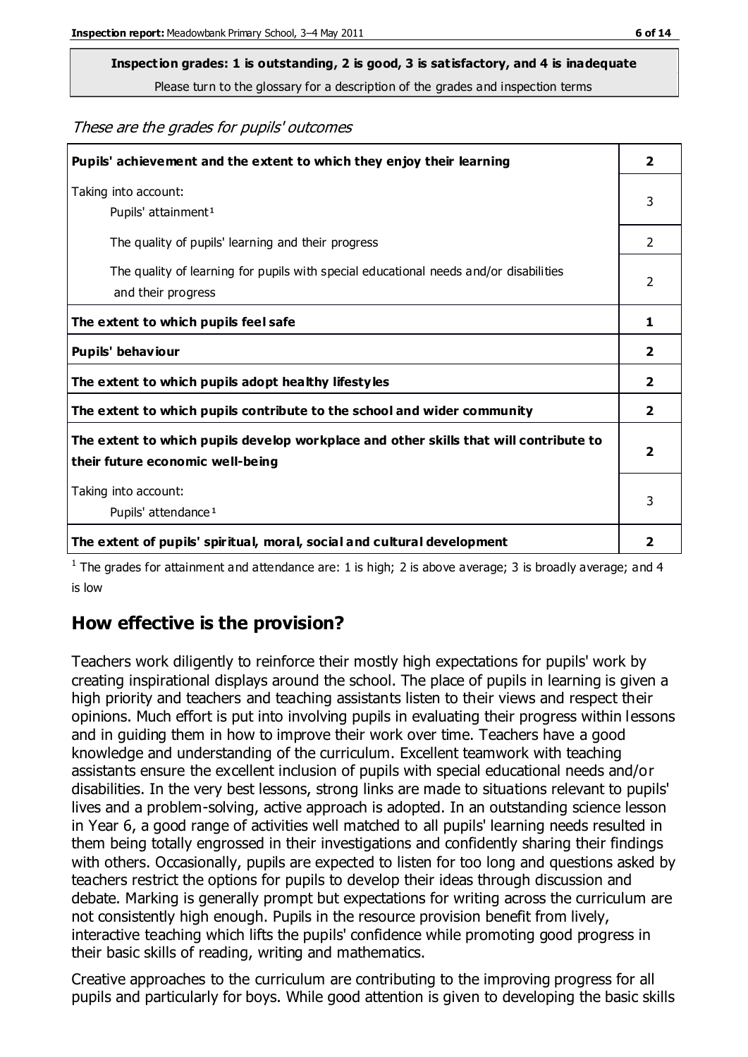**Inspection grades: 1 is outstanding, 2 is good, 3 is satisfactory, and 4 is inadequate**
Please turn to the glossary for a description of the grades and inspection terms

*These are the grades for pupils' outcomes*

| | |
|---|---|
| **Pupils' achievement and the extent to which they enjoy their learning** | **2** |
| Taking into account: Pupils' attainment[1] | 3 |
| The quality of pupils' learning and their progress | 2 |
| The quality of learning for pupils with special educational needs and/or disabilities and their progress | 2 |
| **The extent to which pupils feel safe** | **1** |
| **Pupils' behaviour** | **2** |
| **The extent to which pupils adopt healthy lifestyles** | **2** |
| **The extent to which pupils contribute to the school and wider community** | **2** |
| **The extent to which pupils develop workplace and other skills that will contribute to their future economic well-being** | **2** |
| Taking into account: Pupils' attendance[1] | 3 |
| **The extent of pupils' spiritual, moral, social and cultural development** | **2** |

[1] The grades for attainment and attendance are: 1 is high; 2 is above average; 3 is broadly average; and 4 is low

## How effective is the provision?

Teachers work diligently to reinforce their mostly high expectations for pupils' work by creating inspirational displays around the school. The place of pupils in learning is given a high priority and teachers and teaching assistants listen to their views and respect their opinions. Much effort is put into involving pupils in evaluating their progress within lessons and in guiding them in how to improve their work over time. Teachers have a good knowledge and understanding of the curriculum. Excellent teamwork with teaching assistants ensure the excellent inclusion of pupils with special educational needs and/or disabilities. In the very best lessons, strong links are made to situations relevant to pupils' lives and a problem-solving, active approach is adopted. In an outstanding science lesson in Year 6, a good range of activities well matched to all pupils' learning needs resulted in them being totally engrossed in their investigations and confidently sharing their findings with others. Occasionally, pupils are expected to listen for too long and questions asked by teachers restrict the options for pupils to develop their ideas through discussion and debate. Marking is generally prompt but expectations for writing across the curriculum are not consistently high enough. Pupils in the resource provision benefit from lively, interactive teaching which lifts the pupils' confidence while promoting good progress in their basic skills of reading, writing and mathematics.

Creative approaches to the curriculum are contributing to the improving progress for all pupils and particularly for boys. While good attention is given to developing the basic skills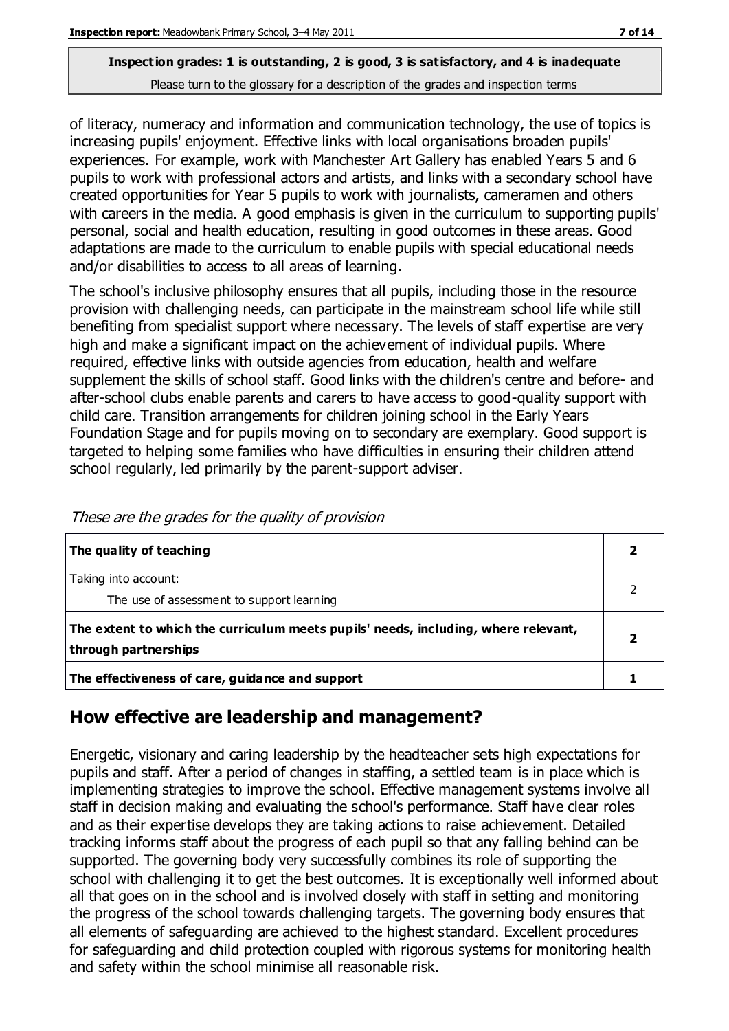**Inspection grades: 1 is outstanding, 2 is good, 3 is satisfactory, and 4 is inadequate**
Please turn to the glossary for a description of the grades and inspection terms

of literacy, numeracy and information and communication technology, the use of topics is increasing pupils' enjoyment. Effective links with local organisations broaden pupils' experiences. For example, work with Manchester Art Gallery has enabled Years 5 and 6 pupils to work with professional actors and artists, and links with a secondary school have created opportunities for Year 5 pupils to work with journalists, cameramen and others with careers in the media. A good emphasis is given in the curriculum to supporting pupils' personal, social and health education, resulting in good outcomes in these areas. Good adaptations are made to the curriculum to enable pupils with special educational needs and/or disabilities to access to all areas of learning.

The school's inclusive philosophy ensures that all pupils, including those in the resource provision with challenging needs, can participate in the mainstream school life while still benefiting from specialist support where necessary. The levels of staff expertise are very high and make a significant impact on the achievement of individual pupils. Where required, effective links with outside agencies from education, health and welfare supplement the skills of school staff. Good links with the children's centre and before- and after-school clubs enable parents and carers to have access to good-quality support with child care. Transition arrangements for children joining school in the Early Years Foundation Stage and for pupils moving on to secondary are exemplary. Good support is targeted to helping some families who have difficulties in ensuring their children attend school regularly, led primarily by the parent-support adviser.

*These are the grades for the quality of provision*

| | |
|---|---|
| **The quality of teaching** | **2** |
| Taking into account: The use of assessment to support learning | 2 |
| **The extent to which the curriculum meets pupils' needs, including, where relevant, through partnerships** | **2** |
| **The effectiveness of care, guidance and support** | **1** |

## How effective are leadership and management?

Energetic, visionary and caring leadership by the headteacher sets high expectations for pupils and staff. After a period of changes in staffing, a settled team is in place which is implementing strategies to improve the school. Effective management systems involve all staff in decision making and evaluating the school's performance. Staff have clear roles and as their expertise develops they are taking actions to raise achievement. Detailed tracking informs staff about the progress of each pupil so that any falling behind can be supported. The governing body very successfully combines its role of supporting the school with challenging it to get the best outcomes. It is exceptionally well informed about all that goes on in the school and is involved closely with staff in setting and monitoring the progress of the school towards challenging targets. The governing body ensures that all elements of safeguarding are achieved to the highest standard. Excellent procedures for safeguarding and child protection coupled with rigorous systems for monitoring health and safety within the school minimise all reasonable risk.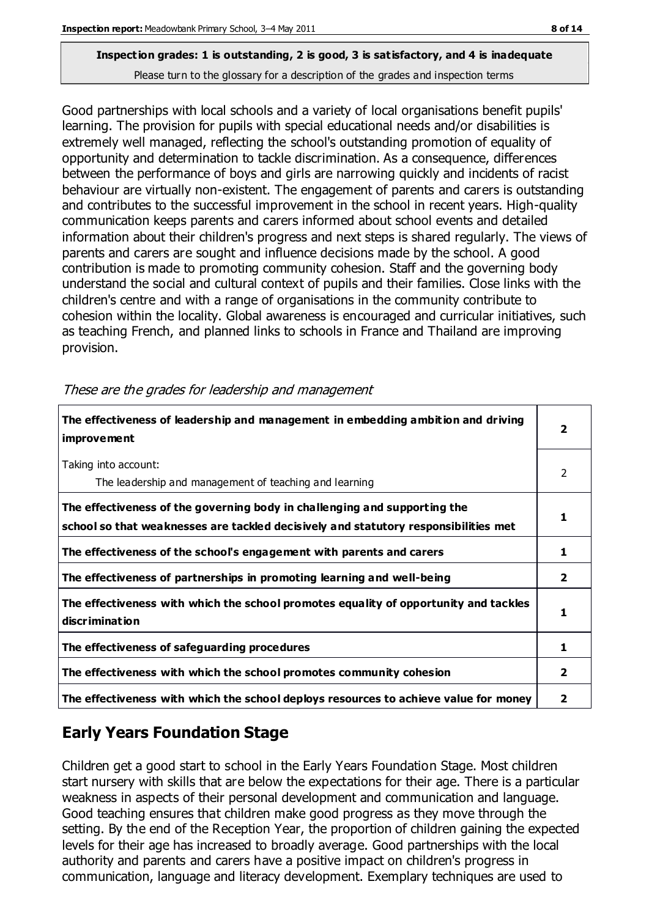**Inspection grades: 1 is outstanding, 2 is good, 3 is satisfactory, and 4 is inadequate**

Please turn to the glossary for a description of the grades and inspection terms

Good partnerships with local schools and a variety of local organisations benefit pupils' learning. The provision for pupils with special educational needs and/or disabilities is extremely well managed, reflecting the school's outstanding promotion of equality of opportunity and determination to tackle discrimination. As a consequence, differences between the performance of boys and girls are narrowing quickly and incidents of racist behaviour are virtually non-existent. The engagement of parents and carers is outstanding and contributes to the successful improvement in the school in recent years. High-quality communication keeps parents and carers informed about school events and detailed information about their children's progress and next steps is shared regularly. The views of parents and carers are sought and influence decisions made by the school. A good contribution is made to promoting community cohesion. Staff and the governing body understand the social and cultural context of pupils and their families. Close links with the children's centre and with a range of organisations in the community contribute to cohesion within the locality. Global awareness is encouraged and curricular initiatives, such as teaching French, and planned links to schools in France and Thailand are improving provision.

*These are the grades for leadership and management*

| | |
|---|---|
| **The effectiveness of leadership and management in embedding ambition and driving improvement** | **2** |
| Taking into account: The leadership and management of teaching and learning | 2 |
| **The effectiveness of the governing body in challenging and supporting the school so that weaknesses are tackled decisively and statutory responsibilities met** | **1** |
| **The effectiveness of the school's engagement with parents and carers** | **1** |
| **The effectiveness of partnerships in promoting learning and well-being** | **2** |
| **The effectiveness with which the school promotes equality of opportunity and tackles discrimination** | **1** |
| **The effectiveness of safeguarding procedures** | **1** |
| **The effectiveness with which the school promotes community cohesion** | **2** |
| **The effectiveness with which the school deploys resources to achieve value for money** | **2** |

## Early Years Foundation Stage

Children get a good start to school in the Early Years Foundation Stage. Most children start nursery with skills that are below the expectations for their age. There is a particular weakness in aspects of their personal development and communication and language. Good teaching ensures that children make good progress as they move through the setting. By the end of the Reception Year, the proportion of children gaining the expected levels for their age has increased to broadly average. Good partnerships with the local authority and parents and carers have a positive impact on children's progress in communication, language and literacy development. Exemplary techniques are used to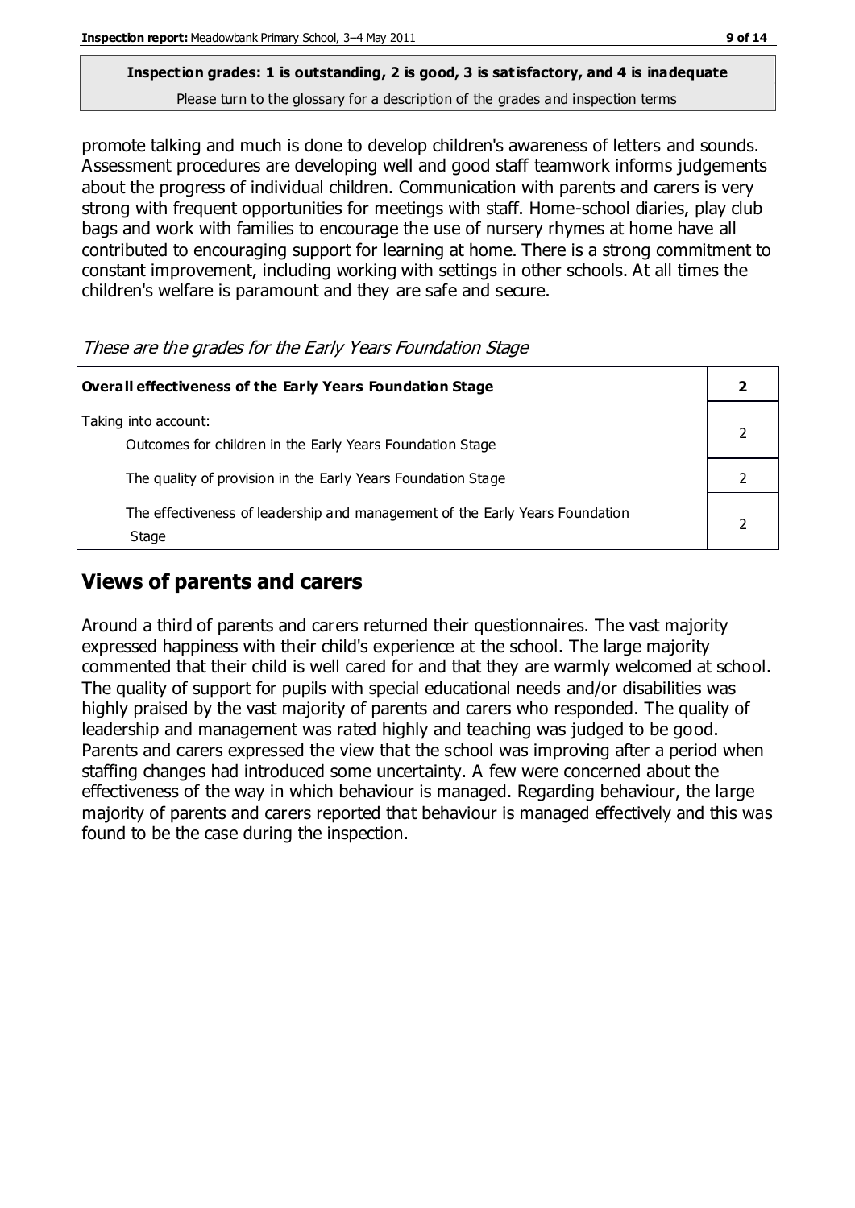**Inspection grades: 1 is outstanding, 2 is good, 3 is satisfactory, and 4 is inadequate**
Please turn to the glossary for a description of the grades and inspection terms

promote talking and much is done to develop children's awareness of letters and sounds. Assessment procedures are developing well and good staff teamwork informs judgements about the progress of individual children. Communication with parents and carers is very strong with frequent opportunities for meetings with staff. Home-school diaries, play club bags and work with families to encourage the use of nursery rhymes at home have all contributed to encouraging support for learning at home. There is a strong commitment to constant improvement, including working with settings in other schools. At all times the children's welfare is paramount and they are safe and secure.

*These are the grades for the Early Years Foundation Stage*

| **Overall effectiveness of the Early Years Foundation Stage** | **2** |
|---|---|
| Taking into account:<br>Outcomes for children in the Early Years Foundation Stage | 2 |
| The quality of provision in the Early Years Foundation Stage | 2 |
| The effectiveness of leadership and management of the Early Years Foundation Stage | 2 |

## Views of parents and carers

Around a third of parents and carers returned their questionnaires. The vast majority expressed happiness with their child's experience at the school. The large majority commented that their child is well cared for and that they are warmly welcomed at school. The quality of support for pupils with special educational needs and/or disabilities was highly praised by the vast majority of parents and carers who responded. The quality of leadership and management was rated highly and teaching was judged to be good. Parents and carers expressed the view that the school was improving after a period when staffing changes had introduced some uncertainty. A few were concerned about the effectiveness of the way in which behaviour is managed. Regarding behaviour, the large majority of parents and carers reported that behaviour is managed effectively and this was found to be the case during the inspection.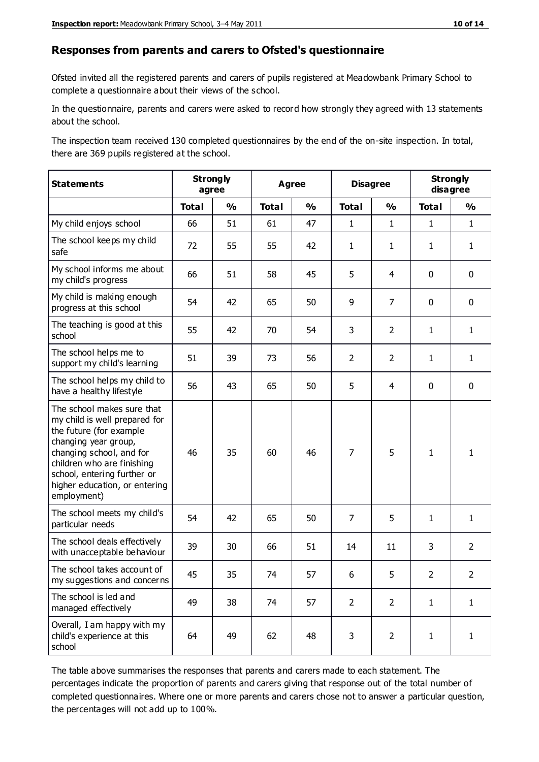## Responses from parents and carers to Ofsted's questionnaire

Ofsted invited all the registered parents and carers of pupils registered at Meadowbank Primary School to complete a questionnaire about their views of the school.

In the questionnaire, parents and carers were asked to record how strongly they agreed with 13 statements about the school.

The inspection team received 130 completed questionnaires by the end of the on-site inspection. In total, there are 369 pupils registered at the school.

| Statements | Strongly agree | | Agree | | Disagree | | Strongly disagree | |
|---|---|---|---|---|---|---|---|---|
| | Total | % | Total | % | Total | % | Total | % |
| My child enjoys school | 66 | 51 | 61 | 47 | 1 | 1 | 1 | 1 |
| The school keeps my child safe | 72 | 55 | 55 | 42 | 1 | 1 | 1 | 1 |
| My school informs me about my child's progress | 66 | 51 | 58 | 45 | 5 | 4 | 0 | 0 |
| My child is making enough progress at this school | 54 | 42 | 65 | 50 | 9 | 7 | 0 | 0 |
| The teaching is good at this school | 55 | 42 | 70 | 54 | 3 | 2 | 1 | 1 |
| The school helps me to support my child's learning | 51 | 39 | 73 | 56 | 2 | 2 | 1 | 1 |
| The school helps my child to have a healthy lifestyle | 56 | 43 | 65 | 50 | 5 | 4 | 0 | 0 |
| The school makes sure that my child is well prepared for the future (for example changing year group, changing school, and for children who are finishing school, entering further or higher education, or entering employment) | 46 | 35 | 60 | 46 | 7 | 5 | 1 | 1 |
| The school meets my child's particular needs | 54 | 42 | 65 | 50 | 7 | 5 | 1 | 1 |
| The school deals effectively with unacceptable behaviour | 39 | 30 | 66 | 51 | 14 | 11 | 3 | 2 |
| The school takes account of my suggestions and concerns | 45 | 35 | 74 | 57 | 6 | 5 | 2 | 2 |
| The school is led and managed effectively | 49 | 38 | 74 | 57 | 2 | 2 | 1 | 1 |
| Overall, I am happy with my child's experience at this school | 64 | 49 | 62 | 48 | 3 | 2 | 1 | 1 |

The table above summarises the responses that parents and carers made to each statement. The percentages indicate the proportion of parents and carers giving that response out of the total number of completed questionnaires. Where one or more parents and carers chose not to answer a particular question, the percentages will not add up to 100%.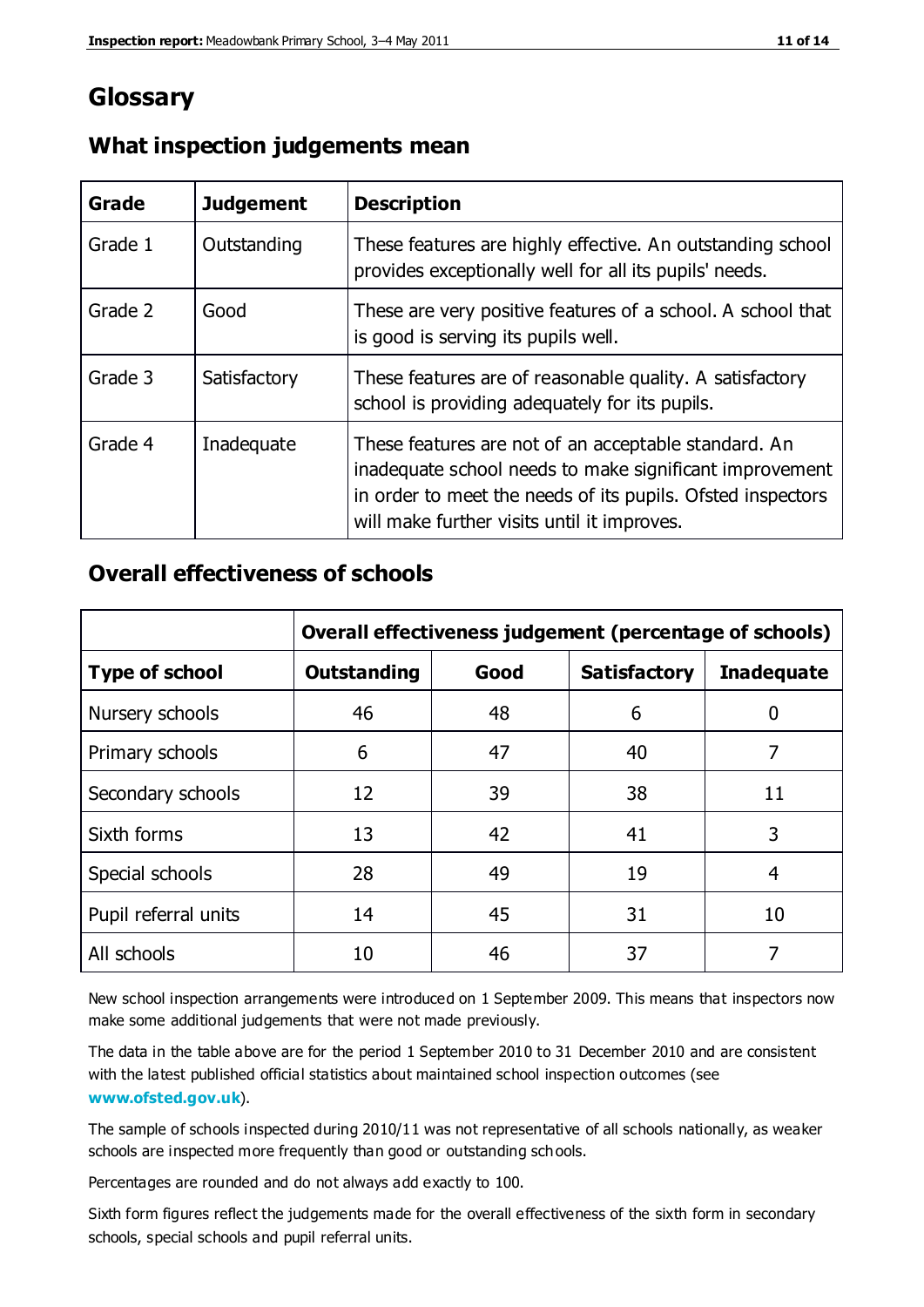# Glossary

## What inspection judgements mean

| Grade | Judgement | Description |
|---|---|---|
| Grade 1 | Outstanding | These features are highly effective. An outstanding school provides exceptionally well for all its pupils' needs. |
| Grade 2 | Good | These are very positive features of a school. A school that is good is serving its pupils well. |
| Grade 3 | Satisfactory | These features are of reasonable quality. A satisfactory school is providing adequately for its pupils. |
| Grade 4 | Inadequate | These features are not of an acceptable standard. An inadequate school needs to make significant improvement in order to meet the needs of its pupils. Ofsted inspectors will make further visits until it improves. |

## Overall effectiveness of schools

| | **Overall effectiveness judgement (percentage of schools)** | | | |
|---|---|---|---|---|
| **Type of school** | **Outstanding** | **Good** | **Satisfactory** | **Inadequate** |
| Nursery schools | 46 | 48 | 6 | 0 |
| Primary schools | 6 | 47 | 40 | 7 |
| Secondary schools | 12 | 39 | 38 | 11 |
| Sixth forms | 13 | 42 | 41 | 3 |
| Special schools | 28 | 49 | 19 | 4 |
| Pupil referral units | 14 | 45 | 31 | 10 |
| All schools | 10 | 46 | 37 | 7 |

New school inspection arrangements were introduced on 1 September 2009. This means that inspectors now make some additional judgements that were not made previously.

The data in the table above are for the period 1 September 2010 to 31 December 2010 and are consistent with the latest published official statistics about maintained school inspection outcomes (see **www.ofsted.gov.uk**).

The sample of schools inspected during 2010/11 was not representative of all schools nationally, as weaker schools are inspected more frequently than good or outstanding schools.

Percentages are rounded and do not always add exactly to 100.

Sixth form figures reflect the judgements made for the overall effectiveness of the sixth form in secondary schools, special schools and pupil referral units.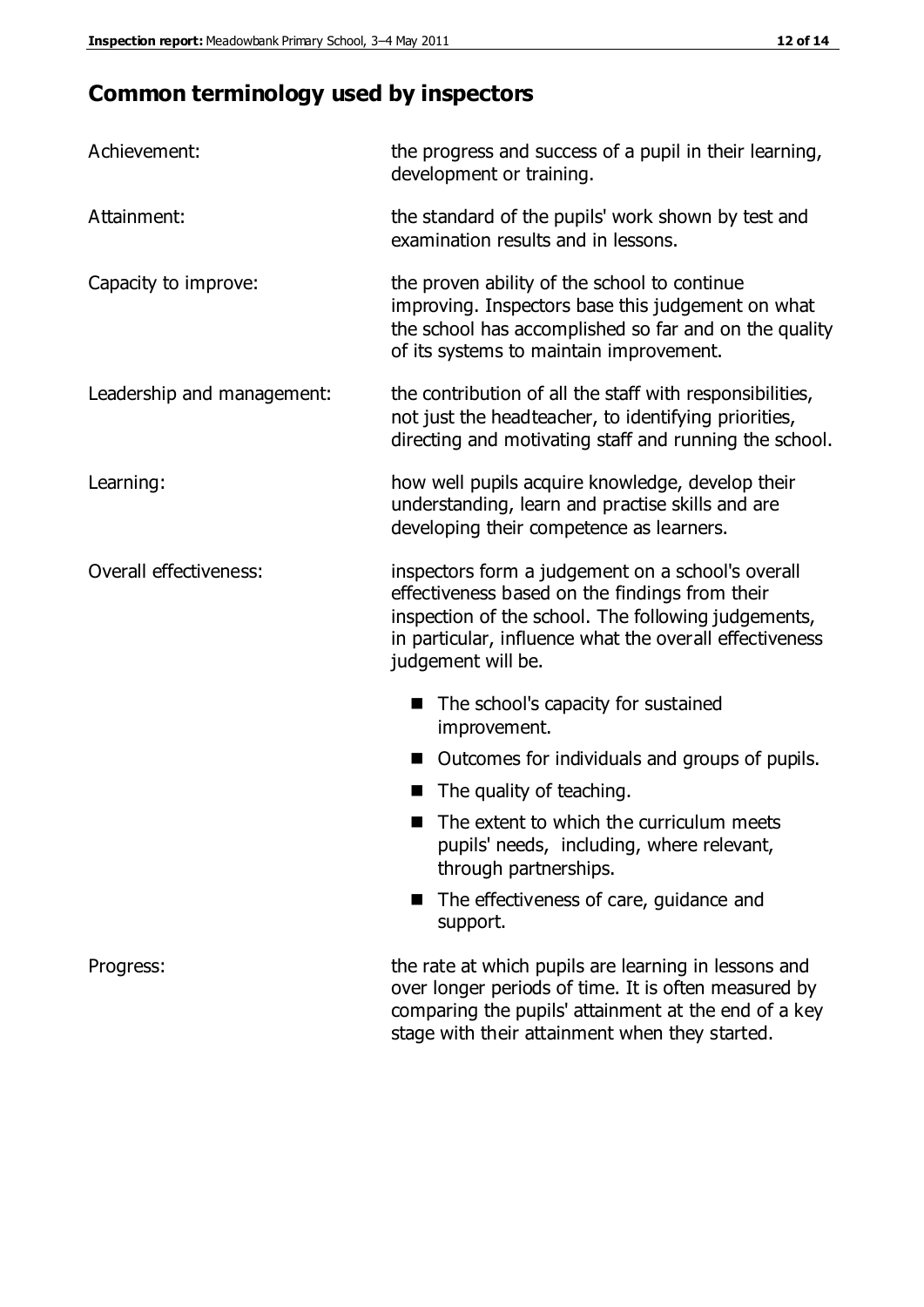## Common terminology used by inspectors

| | |
|---|---|
| Achievement: | the progress and success of a pupil in their learning, development or training. |
| Attainment: | the standard of the pupils' work shown by test and examination results and in lessons. |
| Capacity to improve: | the proven ability of the school to continue improving. Inspectors base this judgement on what the school has accomplished so far and on the quality of its systems to maintain improvement. |
| Leadership and management: | the contribution of all the staff with responsibilities, not just the headteacher, to identifying priorities, directing and motivating staff and running the school. |
| Learning: | how well pupils acquire knowledge, develop their understanding, learn and practise skills and are developing their competence as learners. |
| Overall effectiveness: | inspectors form a judgement on a school's overall effectiveness based on the findings from their inspection of the school. The following judgements, in particular, influence what the overall effectiveness judgement will be.<br>■ The school's capacity for sustained improvement.<br>■ Outcomes for individuals and groups of pupils.<br>■ The quality of teaching.<br>■ The extent to which the curriculum meets pupils' needs, including, where relevant, through partnerships.<br>■ The effectiveness of care, guidance and support. |
| Progress: | the rate at which pupils are learning in lessons and over longer periods of time. It is often measured by comparing the pupils' attainment at the end of a key stage with their attainment when they started. |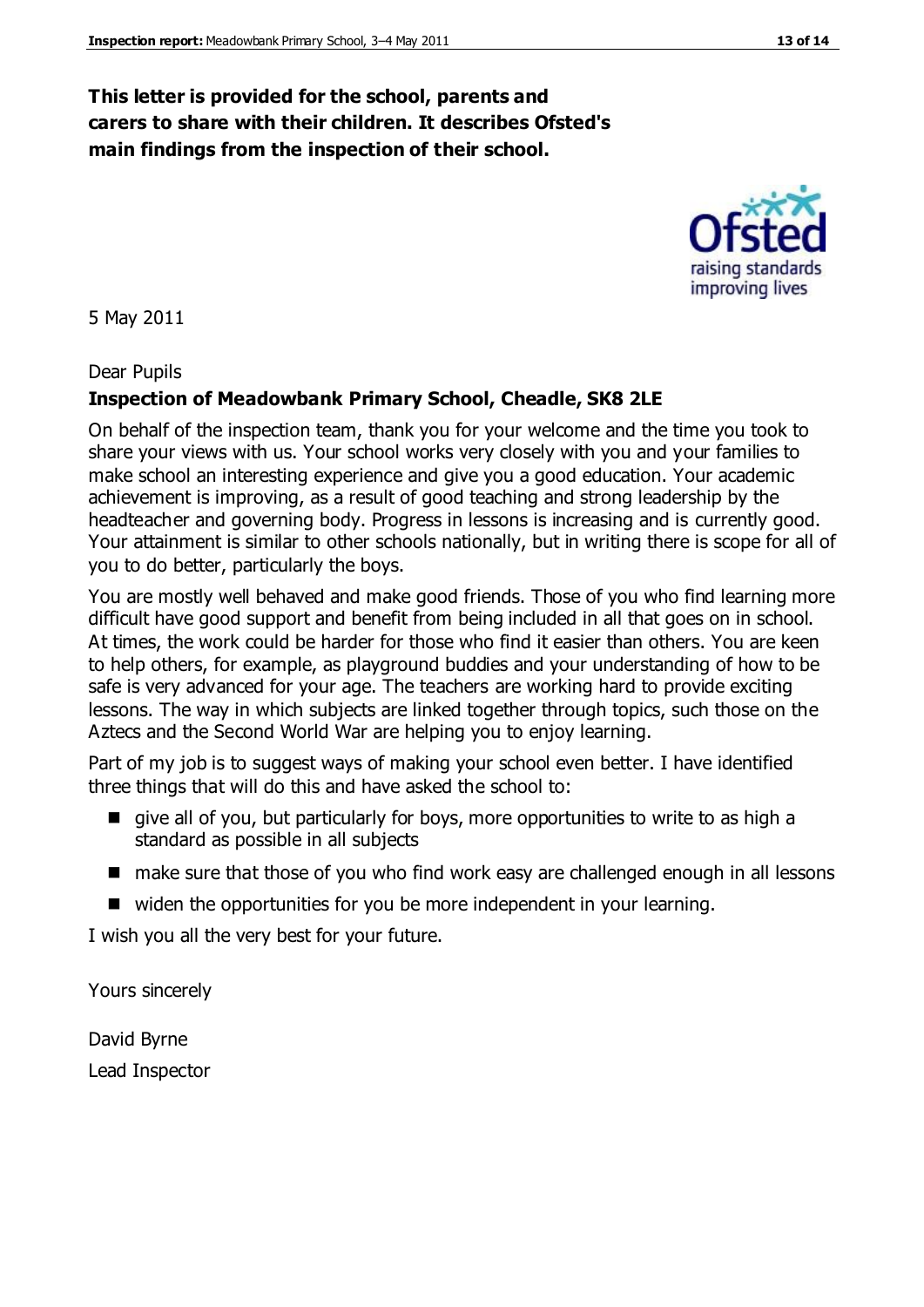**This letter is provided for the school, parents and carers to share with their children. It describes Ofsted's main findings from the inspection of their school.**

5 May 2011

Dear Pupils

**Inspection of Meadowbank Primary School, Cheadle, SK8 2LE**

On behalf of the inspection team, thank you for your welcome and the time you took to share your views with us. Your school works very closely with you and your families to make school an interesting experience and give you a good education. Your academic achievement is improving, as a result of good teaching and strong leadership by the headteacher and governing body. Progress in lessons is increasing and is currently good. Your attainment is similar to other schools nationally, but in writing there is scope for all of you to do better, particularly the boys.

You are mostly well behaved and make good friends. Those of you who find learning more difficult have good support and benefit from being included in all that goes on in school. At times, the work could be harder for those who find it easier than others. You are keen to help others, for example, as playground buddies and your understanding of how to be safe is very advanced for your age. The teachers are working hard to provide exciting lessons. The way in which subjects are linked together through topics, such those on the Aztecs and the Second World War are helping you to enjoy learning.

Part of my job is to suggest ways of making your school even better. I have identified three things that will do this and have asked the school to:

- give all of you, but particularly for boys, more opportunities to write to as high a standard as possible in all subjects
- make sure that those of you who find work easy are challenged enough in all lessons
- widen the opportunities for you be more independent in your learning.

I wish you all the very best for your future.

Yours sincerely

David Byrne

Lead Inspector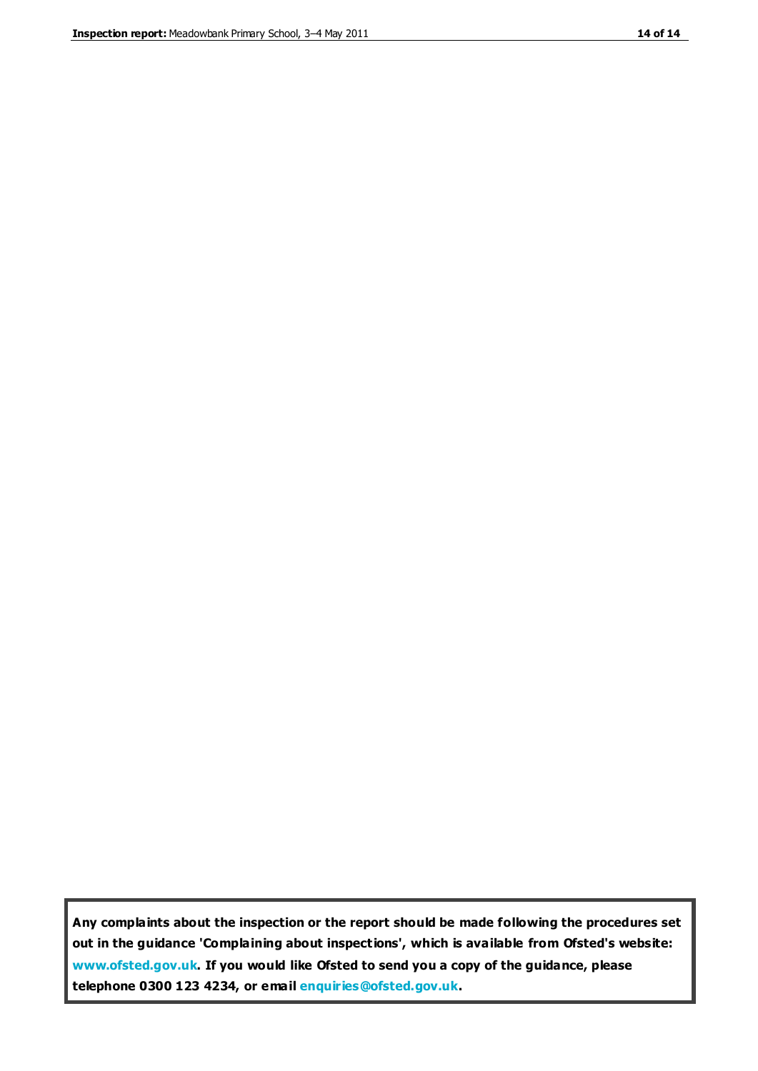**Any complaints about the inspection or the report should be made following the procedures set out in the guidance 'Complaining about inspections', which is available from Ofsted's website: www.ofsted.gov.uk. If you would like Ofsted to send you a copy of the guidance, please telephone 0300 123 4234, or email enquiries@ofsted.gov.uk.**